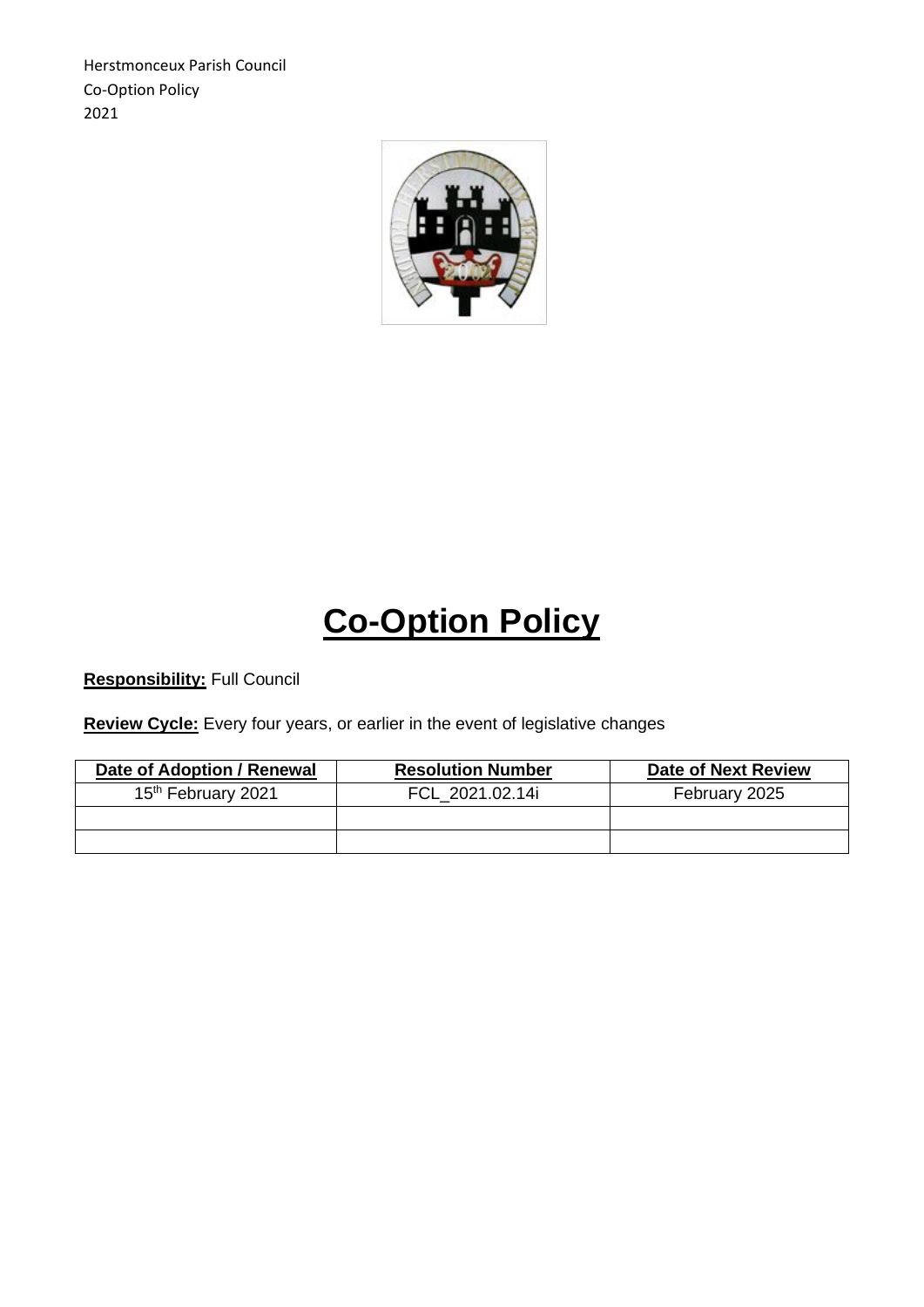Herstmonceux Parish Council
Co-Option Policy
2021

# Co-Option Policy

**Responsibility:** Full Council

**Review Cycle:** Every four years, or earlier in the event of legislative changes

| Date of Adoption / Renewal | Resolution Number | Date of Next Review |
| --- | --- | --- |
| 15th February 2021 | FCL_2021.02.14i | February 2025 |
| | | |
| | | |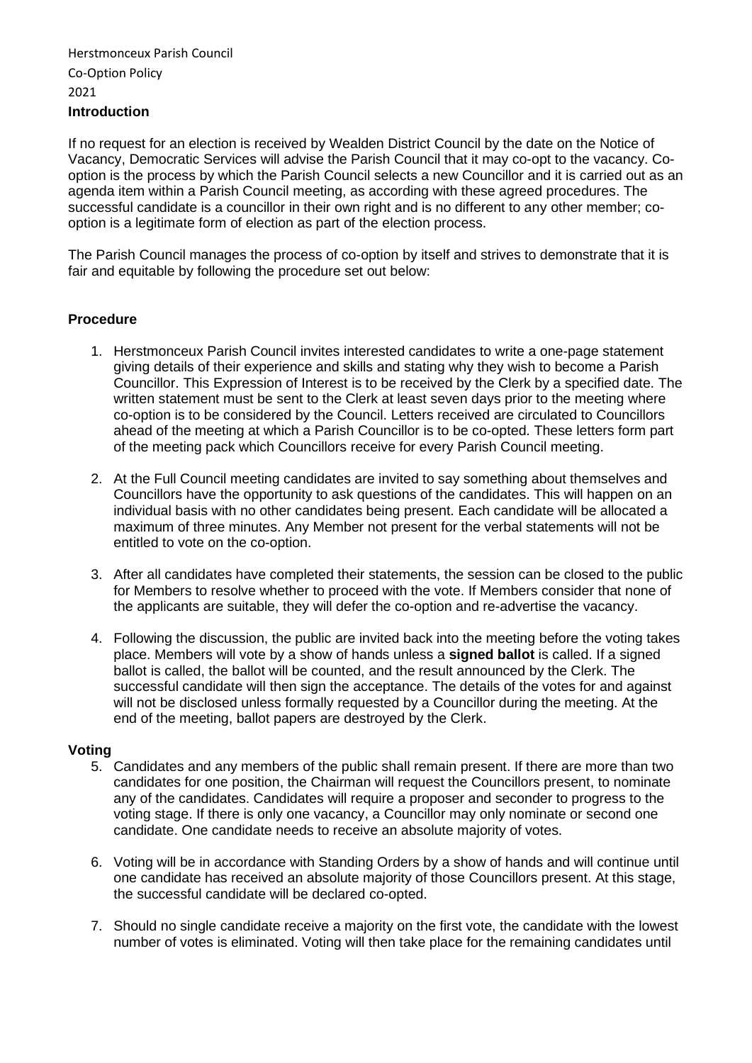Herstmonceux Parish Council

Co-Option Policy

2021

## Introduction

If no request for an election is received by Wealden District Council by the date on the Notice of Vacancy, Democratic Services will advise the Parish Council that it may co-opt to the vacancy. Co-option is the process by which the Parish Council selects a new Councillor and it is carried out as an agenda item within a Parish Council meeting, as according with these agreed procedures. The successful candidate is a councillor in their own right and is no different to any other member; co-option is a legitimate form of election as part of the election process.

The Parish Council manages the process of co-option by itself and strives to demonstrate that it is fair and equitable by following the procedure set out below:

## Procedure

1. Herstmonceux Parish Council invites interested candidates to write a one-page statement giving details of their experience and skills and stating why they wish to become a Parish Councillor. This Expression of Interest is to be received by the Clerk by a specified date. The written statement must be sent to the Clerk at least seven days prior to the meeting where co-option is to be considered by the Council. Letters received are circulated to Councillors ahead of the meeting at which a Parish Councillor is to be co-opted. These letters form part of the meeting pack which Councillors receive for every Parish Council meeting.

2. At the Full Council meeting candidates are invited to say something about themselves and Councillors have the opportunity to ask questions of the candidates. This will happen on an individual basis with no other candidates being present. Each candidate will be allocated a maximum of three minutes. Any Member not present for the verbal statements will not be entitled to vote on the co-option.

3. After all candidates have completed their statements, the session can be closed to the public for Members to resolve whether to proceed with the vote. If Members consider that none of the applicants are suitable, they will defer the co-option and re-advertise the vacancy.

4. Following the discussion, the public are invited back into the meeting before the voting takes place. Members will vote by a show of hands unless a **signed ballot** is called. If a signed ballot is called, the ballot will be counted, and the result announced by the Clerk. The successful candidate will then sign the acceptance. The details of the votes for and against will not be disclosed unless formally requested by a Councillor during the meeting. At the end of the meeting, ballot papers are destroyed by the Clerk.

## Voting

5. Candidates and any members of the public shall remain present. If there are more than two candidates for one position, the Chairman will request the Councillors present, to nominate any of the candidates. Candidates will require a proposer and seconder to progress to the voting stage. If there is only one vacancy, a Councillor may only nominate or second one candidate. One candidate needs to receive an absolute majority of votes.

6. Voting will be in accordance with Standing Orders by a show of hands and will continue until one candidate has received an absolute majority of those Councillors present. At this stage, the successful candidate will be declared co-opted.

7. Should no single candidate receive a majority on the first vote, the candidate with the lowest number of votes is eliminated. Voting will then take place for the remaining candidates until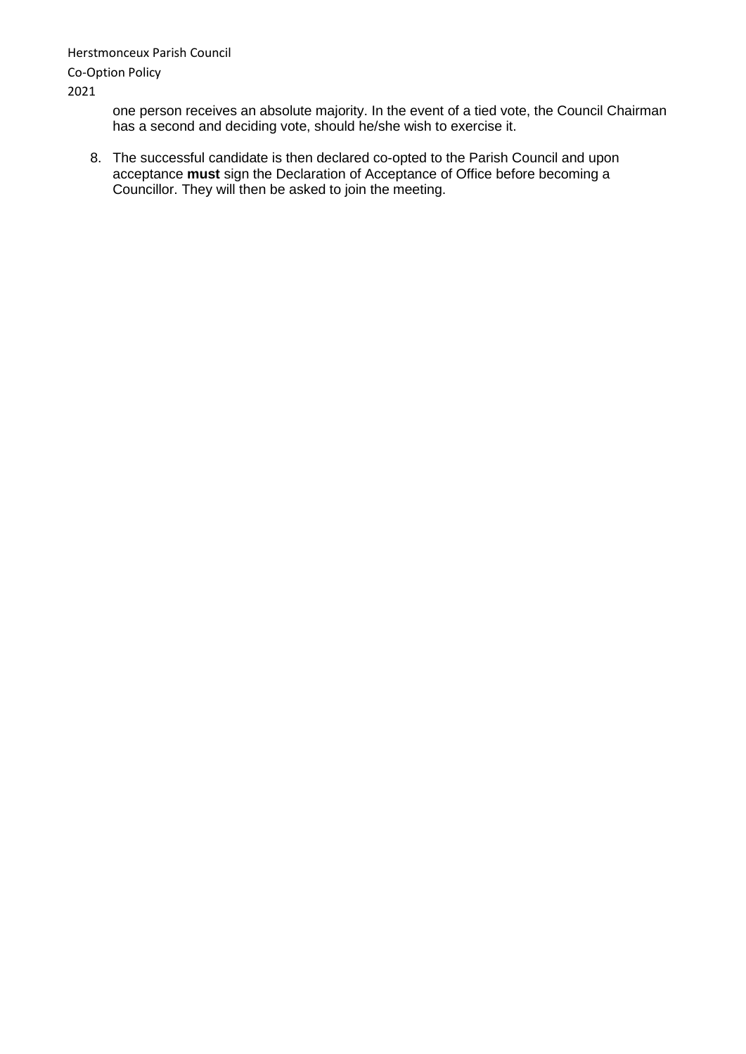one person receives an absolute majority. In the event of a tied vote, the Council Chairman has a second and deciding vote, should he/she wish to exercise it.

8. The successful candidate is then declared co-opted to the Parish Council and upon acceptance **must** sign the Declaration of Acceptance of Office before becoming a Councillor. They will then be asked to join the meeting.